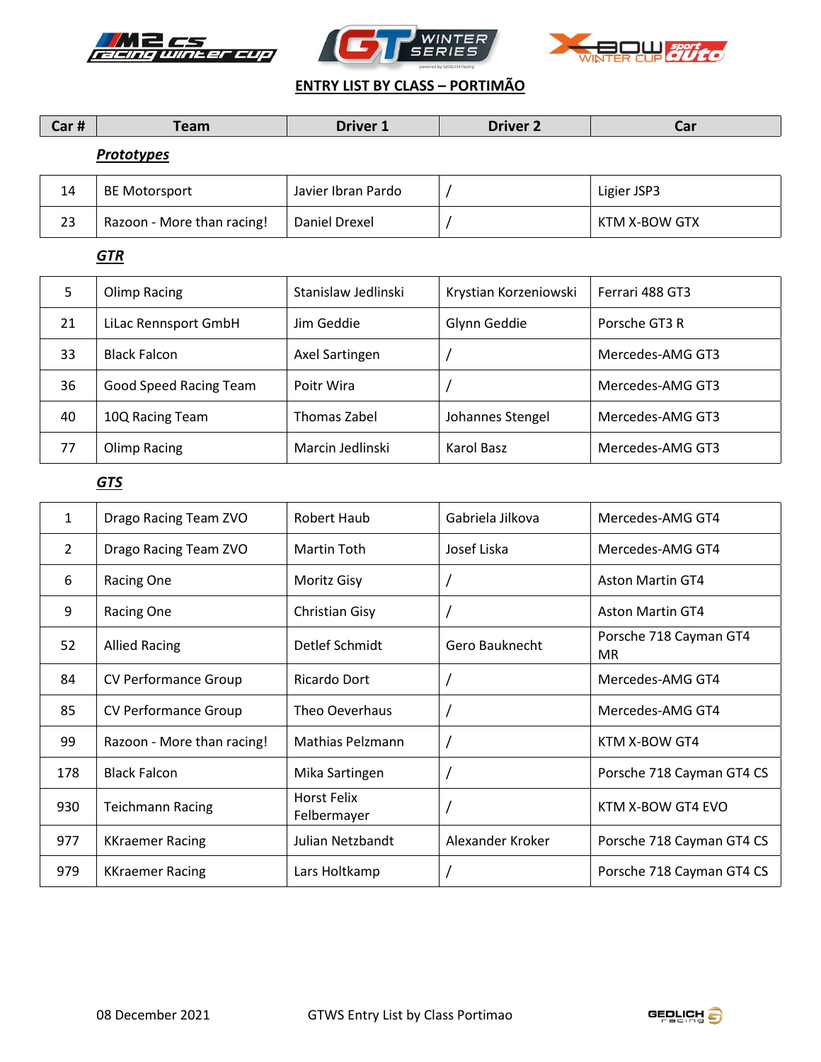## ENTRY LIST BY CLASS – PORTIMÃO

| Car # | Team | Driver 1 | Driver 2 | Car |
|---|---|---|---|---|
| | ***Prototypes*** | | | |
| 14 | BE Motorsport | Javier Ibran Pardo | / | Ligier JSP3 |
| 23 | Razoon - More than racing! | Daniel Drexel | / | KTM X-BOW GTX |
| | ***GTR*** | | | |
| 5 | Olimp Racing | Stanislaw Jedlinski | Krystian Korzeniowski | Ferrari 488 GT3 |
| 21 | LiLac Rennsport GmbH | Jim Geddie | Glynn Geddie | Porsche GT3 R |
| 33 | Black Falcon | Axel Sartingen | / | Mercedes-AMG GT3 |
| 36 | Good Speed Racing Team | Poitr Wira | / | Mercedes-AMG GT3 |
| 40 | 10Q Racing Team | Thomas Zabel | Johannes Stengel | Mercedes-AMG GT3 |
| 77 | Olimp Racing | Marcin Jedlinski | Karol Basz | Mercedes-AMG GT3 |
| | ***GTS*** | | | |
| 1 | Drago Racing Team ZVO | Robert Haub | Gabriela Jilkova | Mercedes-AMG GT4 |
| 2 | Drago Racing Team ZVO | Martin Toth | Josef Liska | Mercedes-AMG GT4 |
| 6 | Racing One | Moritz Gisy | / | Aston Martin GT4 |
| 9 | Racing One | Christian Gisy | / | Aston Martin GT4 |
| 52 | Allied Racing | Detlef Schmidt | Gero Bauknecht | Porsche 718 Cayman GT4 MR |
| 84 | CV Performance Group | Ricardo Dort | / | Mercedes-AMG GT4 |
| 85 | CV Performance Group | Theo Oeverhaus | / | Mercedes-AMG GT4 |
| 99 | Razoon - More than racing! | Mathias Pelzmann | / | KTM X-BOW GT4 |
| 178 | Black Falcon | Mika Sartingen | / | Porsche 718 Cayman GT4 CS |
| 930 | Teichmann Racing | Horst Felix Felbermayer | / | KTM X-BOW GT4 EVO |
| 977 | KKraemer Racing | Julian Netzbandt | Alexander Kroker | Porsche 718 Cayman GT4 CS |
| 979 | KKraemer Racing | Lars Holtkamp | / | Porsche 718 Cayman GT4 CS |

08 December 2021 GTWS Entry List by Class Portimao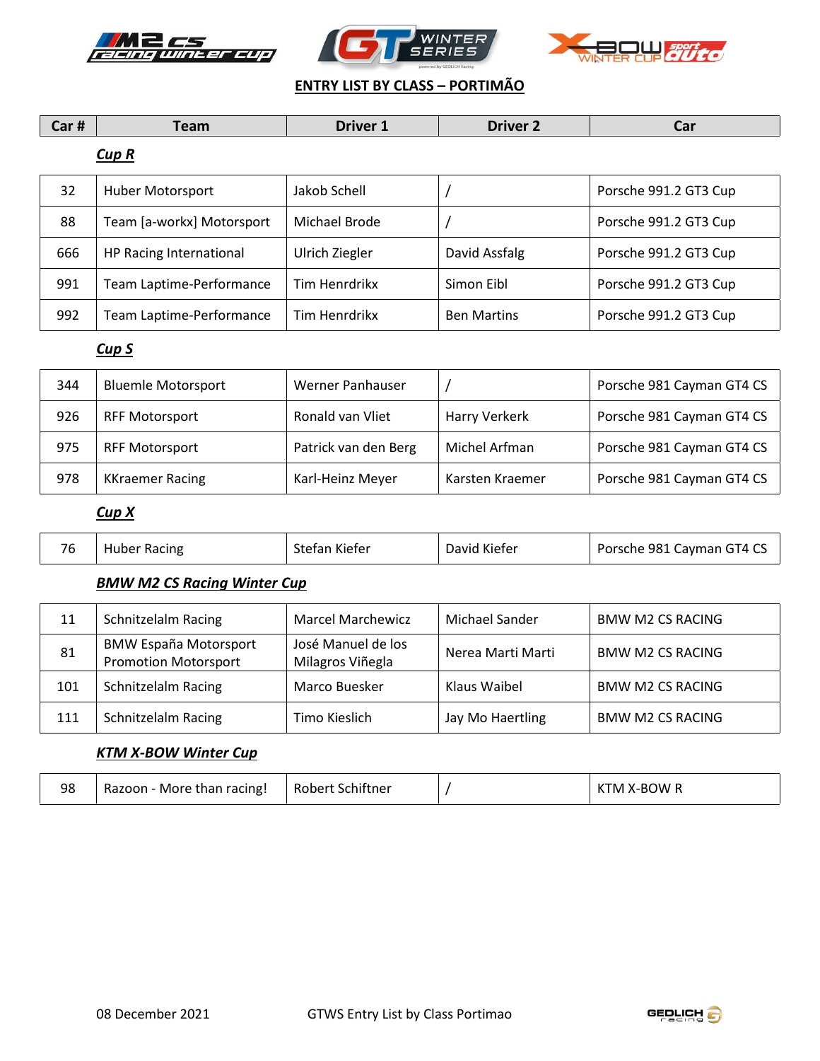## ENTRY LIST BY CLASS – PORTIMÃO

| Car # | Team | Driver 1 | Driver 2 | Car |
|---|---|---|---|---|
| | ***Cup R*** | | | |
| 32 | Huber Motorsport | Jakob Schell | / | Porsche 991.2 GT3 Cup |
| 88 | Team [a-workx] Motorsport | Michael Brode | / | Porsche 991.2 GT3 Cup |
| 666 | HP Racing International | Ulrich Ziegler | David Assfalg | Porsche 991.2 GT3 Cup |
| 991 | Team Laptime-Performance | Tim Henrdrikx | Simon Eibl | Porsche 991.2 GT3 Cup |
| 992 | Team Laptime-Performance | Tim Henrdrikx | Ben Martins | Porsche 991.2 GT3 Cup |
| | ***Cup S*** | | | |
| 344 | Bluemle Motorsport | Werner Panhauser | / | Porsche 981 Cayman GT4 CS |
| 926 | RFF Motorsport | Ronald van Vliet | Harry Verkerk | Porsche 981 Cayman GT4 CS |
| 975 | RFF Motorsport | Patrick van den Berg | Michel Arfman | Porsche 981 Cayman GT4 CS |
| 978 | KKraemer Racing | Karl-Heinz Meyer | Karsten Kraemer | Porsche 981 Cayman GT4 CS |
| | ***Cup X*** | | | |
| 76 | Huber Racing | Stefan Kiefer | David Kiefer | Porsche 981 Cayman GT4 CS |
| | ***BMW M2 CS Racing Winter Cup*** | | | |
| 11 | Schnitzelalm Racing | Marcel Marchewicz | Michael Sander | BMW M2 CS RACING |
| 81 | BMW España Motorsport Promotion Motorsport | José Manuel de los Milagros Viñegla | Nerea Marti Marti | BMW M2 CS RACING |
| 101 | Schnitzelalm Racing | Marco Buesker | Klaus Waibel | BMW M2 CS RACING |
| 111 | Schnitzelalm Racing | Timo Kieslich | Jay Mo Haertling | BMW M2 CS RACING |
| | ***KTM X-BOW Winter Cup*** | | | |
| 98 | Razoon - More than racing! | Robert Schiftner | / | KTM X-BOW R |

08 December 2021 GTWS Entry List by Class Portimao